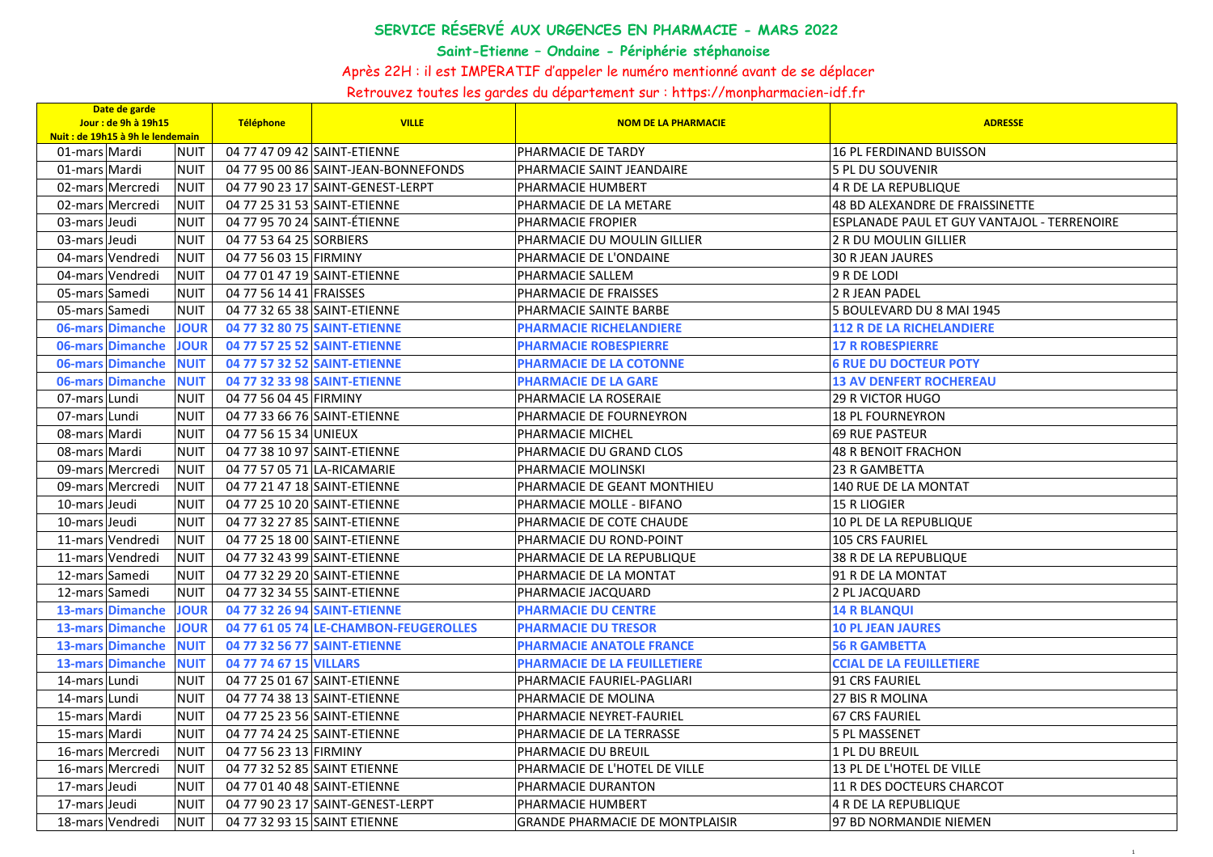## SERVICE RÉSERVÉ AUX URGENCES EN PHARMACIE - MARS 2022

### Saint-Etienne – Ondaine - Périphérie stéphanoise

Après 22H : il est IMPERATIF d'appeler le numéro mentionné avant de se déplacer

Retrouvez toutes les gardes du département sur : https://monpharmacien-idf.fr

| Date de garde<br>Jour : de 9h à 19h15<br>Nuit : de 19h15 à 9h le lendemain | | | Téléphone | VILLE | NOM DE LA PHARMACIE | ADRESSE |
|---|---|---|---|---|---|---|
| 01-mars | Mardi | NUIT | 04 77 47 09 42 | SAINT-ETIENNE | PHARMACIE DE TARDY | 16 PL FERDINAND BUISSON |
| 01-mars | Mardi | NUIT | 04 77 95 00 86 | SAINT-JEAN-BONNEFONDS | PHARMACIE SAINT JEANDAIRE | 5 PL DU SOUVENIR |
| 02-mars | Mercredi | NUIT | 04 77 90 23 17 | SAINT-GENEST-LERPT | PHARMACIE HUMBERT | 4 R DE LA REPUBLIQUE |
| 02-mars | Mercredi | NUIT | 04 77 25 31 53 | SAINT-ETIENNE | PHARMACIE DE LA METARE | 48 BD ALEXANDRE DE FRAISSINETTE |
| 03-mars | Jeudi | NUIT | 04 77 95 70 24 | SAINT-ÉTIENNE | PHARMACIE FROPIER | ESPLANADE PAUL ET GUY VANTAJOL - TERRENOIRE |
| 03-mars | Jeudi | NUIT | 04 77 53 64 25 | SORBIERS | PHARMACIE DU MOULIN GILLIER | 2 R DU MOULIN GILLIER |
| 04-mars | Vendredi | NUIT | 04 77 56 03 15 | FIRMINY | PHARMACIE DE L'ONDAINE | 30 R JEAN JAURES |
| 04-mars | Vendredi | NUIT | 04 77 01 47 19 | SAINT-ETIENNE | PHARMACIE SALLEM | 9 R DE LODI |
| 05-mars | Samedi | NUIT | 04 77 56 14 41 | FRAISSES | PHARMACIE DE FRAISSES | 2 R JEAN PADEL |
| 05-mars | Samedi | NUIT | 04 77 32 65 38 | SAINT-ETIENNE | PHARMACIE SAINTE BARBE | 5 BOULEVARD DU 8 MAI 1945 |
| **06-mars** | **Dimanche** | **JOUR** | **04 77 32 80 75** | **SAINT-ETIENNE** | **PHARMACIE RICHELANDIERE** | **112 R DE LA RICHELANDIERE** |
| **06-mars** | **Dimanche** | **JOUR** | **04 77 57 25 52** | **SAINT-ETIENNE** | **PHARMACIE ROBESPIERRE** | **17 R ROBESPIERRE** |
| **06-mars** | **Dimanche** | **NUIT** | **04 77 57 32 52** | **SAINT-ETIENNE** | **PHARMACIE DE LA COTONNE** | **6 RUE DU DOCTEUR POTY** |
| **06-mars** | **Dimanche** | **NUIT** | **04 77 32 33 98** | **SAINT-ETIENNE** | **PHARMACIE DE LA GARE** | **13 AV DENFERT ROCHEREAU** |
| 07-mars | Lundi | NUIT | 04 77 56 04 45 | FIRMINY | PHARMACIE LA ROSERAIE | 29 R VICTOR HUGO |
| 07-mars | Lundi | NUIT | 04 77 33 66 76 | SAINT-ETIENNE | PHARMACIE DE FOURNEYRON | 18 PL FOURNEYRON |
| 08-mars | Mardi | NUIT | 04 77 56 15 34 | UNIEUX | PHARMACIE MICHEL | 69 RUE PASTEUR |
| 08-mars | Mardi | NUIT | 04 77 38 10 97 | SAINT-ETIENNE | PHARMACIE DU GRAND CLOS | 48 R BENOIT FRACHON |
| 09-mars | Mercredi | NUIT | 04 77 57 05 71 | LA-RICAMARIE | PHARMACIE MOLINSKI | 23 R GAMBETTA |
| 09-mars | Mercredi | NUIT | 04 77 21 47 18 | SAINT-ETIENNE | PHARMACIE DE GEANT MONTHIEU | 140 RUE DE LA MONTAT |
| 10-mars | Jeudi | NUIT | 04 77 25 10 20 | SAINT-ETIENNE | PHARMACIE MOLLE - BIFANO | 15 R LIOGIER |
| 10-mars | Jeudi | NUIT | 04 77 32 27 85 | SAINT-ETIENNE | PHARMACIE DE COTE CHAUDE | 10 PL DE LA REPUBLIQUE |
| 11-mars | Vendredi | NUIT | 04 77 25 18 00 | SAINT-ETIENNE | PHARMACIE DU ROND-POINT | 105 CRS FAURIEL |
| 11-mars | Vendredi | NUIT | 04 77 32 43 99 | SAINT-ETIENNE | PHARMACIE DE LA REPUBLIQUE | 38 R DE LA REPUBLIQUE |
| 12-mars | Samedi | NUIT | 04 77 32 29 20 | SAINT-ETIENNE | PHARMACIE DE LA MONTAT | 91 R DE LA MONTAT |
| 12-mars | Samedi | NUIT | 04 77 32 34 55 | SAINT-ETIENNE | PHARMACIE JACQUARD | 2 PL JACQUARD |
| **13-mars** | **Dimanche** | **JOUR** | **04 77 32 26 94** | **SAINT-ETIENNE** | **PHARMACIE DU CENTRE** | **14 R BLANQUI** |
| **13-mars** | **Dimanche** | **JOUR** | **04 77 61 05 74** | **LE-CHAMBON-FEUGEROLLES** | **PHARMACIE DU TRESOR** | **10 PL JEAN JAURES** |
| **13-mars** | **Dimanche** | **NUIT** | **04 77 32 56 77** | **SAINT-ETIENNE** | **PHARMACIE ANATOLE FRANCE** | **56 R GAMBETTA** |
| **13-mars** | **Dimanche** | **NUIT** | **04 77 74 67 15** | **VILLARS** | **PHARMACIE DE LA FEUILLETIERE** | **CCIAL DE LA FEUILLETIERE** |
| 14-mars | Lundi | NUIT | 04 77 25 01 67 | SAINT-ETIENNE | PHARMACIE FAURIEL-PAGLIARI | 91 CRS FAURIEL |
| 14-mars | Lundi | NUIT | 04 77 74 38 13 | SAINT-ETIENNE | PHARMACIE DE MOLINA | 27 BIS R MOLINA |
| 15-mars | Mardi | NUIT | 04 77 25 23 56 | SAINT-ETIENNE | PHARMACIE NEYRET-FAURIEL | 67 CRS FAURIEL |
| 15-mars | Mardi | NUIT | 04 77 74 24 25 | SAINT-ETIENNE | PHARMACIE DE LA TERRASSE | 5 PL MASSENET |
| 16-mars | Mercredi | NUIT | 04 77 56 23 13 | FIRMINY | PHARMACIE DU BREUIL | 1 PL DU BREUIL |
| 16-mars | Mercredi | NUIT | 04 77 32 52 85 | SAINT ETIENNE | PHARMACIE DE L'HOTEL DE VILLE | 13 PL DE L'HOTEL DE VILLE |
| 17-mars | Jeudi | NUIT | 04 77 01 40 48 | SAINT-ETIENNE | PHARMACIE DURANTON | 11 R DES DOCTEURS CHARCOT |
| 17-mars | Jeudi | NUIT | 04 77 90 23 17 | SAINT-GENEST-LERPT | PHARMACIE HUMBERT | 4 R DE LA REPUBLIQUE |
| 18-mars | Vendredi | NUIT | 04 77 32 93 15 | SAINT ETIENNE | GRANDE PHARMACIE DE MONTPLAISIR | 97 BD NORMANDIE NIEMEN |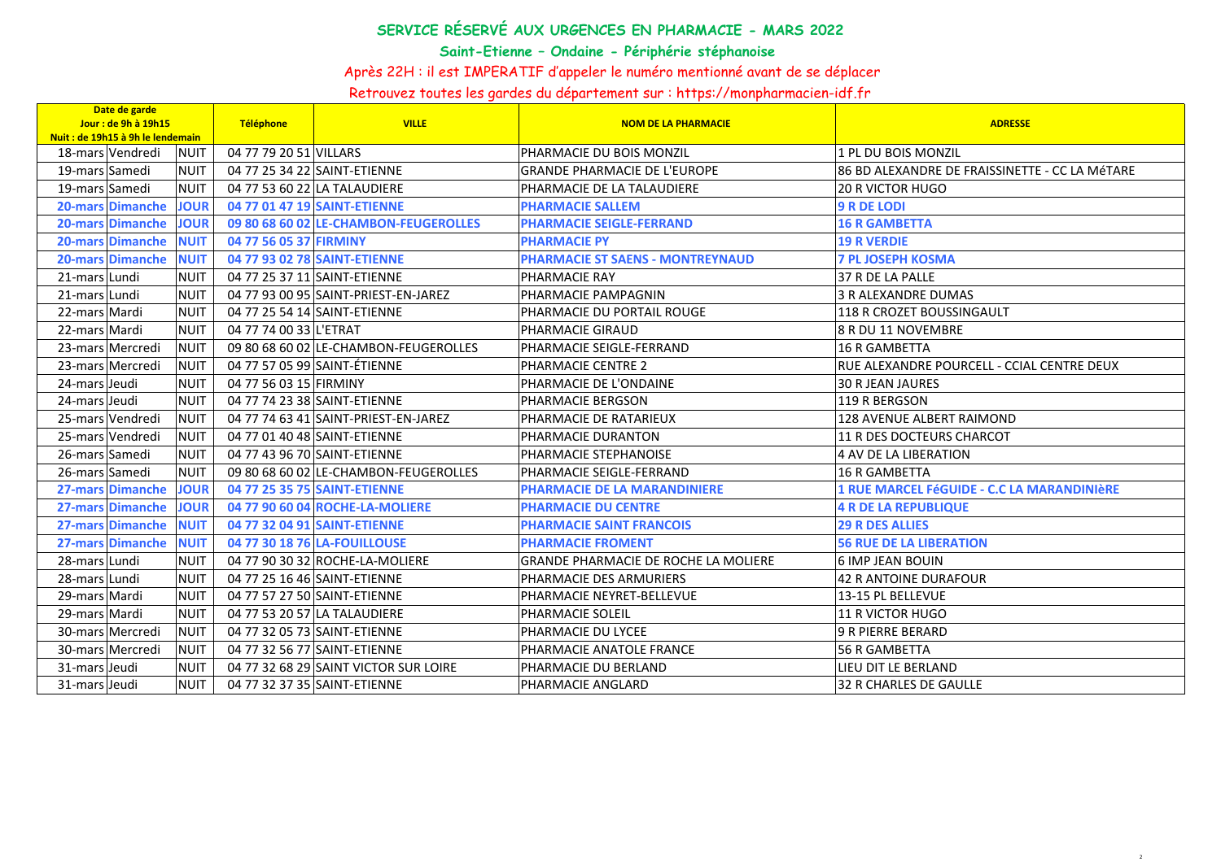## SERVICE RÉSERVÉ AUX URGENCES EN PHARMACIE - MARS 2022

**Saint-Etienne – Ondaine - Périphérie stéphanoise**

Après 22H : il est IMPERATIF d'appeler le numéro mentionné avant de se déplacer

Retrouvez toutes les gardes du département sur : https://monpharmacien-idf.fr

| Date de garde<br>Jour : de 9h à 19h15<br>Nuit : de 19h15 à 9h le lendemain | | | Téléphone | VILLE | NOM DE LA PHARMACIE | ADRESSE |
|---|---|---|---|---|---|---|
| 18-mars | Vendredi | NUIT | 04 77 79 20 51 | VILLARS | PHARMACIE DU BOIS MONZIL | 1 PL DU BOIS MONZIL |
| 19-mars | Samedi | NUIT | 04 77 25 34 22 | SAINT-ETIENNE | GRANDE PHARMACIE DE L'EUROPE | 86 BD ALEXANDRE DE FRAISSINETTE - CC LA MéTARE |
| 19-mars | Samedi | NUIT | 04 77 53 60 22 | LA TALAUDIERE | PHARMACIE DE LA TALAUDIERE | 20 R VICTOR HUGO |
| **20-mars** | **Dimanche** | **JOUR** | **04 77 01 47 19** | **SAINT-ETIENNE** | **PHARMACIE SALLEM** | **9 R DE LODI** |
| **20-mars** | **Dimanche** | **JOUR** | **09 80 68 60 02** | **LE-CHAMBON-FEUGEROLLES** | **PHARMACIE SEIGLE-FERRAND** | **16 R GAMBETTA** |
| **20-mars** | **Dimanche** | **NUIT** | **04 77 56 05 37** | **FIRMINY** | **PHARMACIE PY** | **19 R VERDIE** |
| **20-mars** | **Dimanche** | **NUIT** | **04 77 93 02 78** | **SAINT-ETIENNE** | **PHARMACIE ST SAENS - MONTREYNAUD** | **7 PL JOSEPH KOSMA** |
| 21-mars | Lundi | NUIT | 04 77 25 37 11 | SAINT-ETIENNE | PHARMACIE RAY | 37 R DE LA PALLE |
| 21-mars | Lundi | NUIT | 04 77 93 00 95 | SAINT-PRIEST-EN-JAREZ | PHARMACIE PAMPAGNIN | 3 R ALEXANDRE DUMAS |
| 22-mars | Mardi | NUIT | 04 77 25 54 14 | SAINT-ETIENNE | PHARMACIE DU PORTAIL ROUGE | 118 R CROZET BOUSSINGAULT |
| 22-mars | Mardi | NUIT | 04 77 74 00 33 | L'ETRAT | PHARMACIE GIRAUD | 8 R DU 11 NOVEMBRE |
| 23-mars | Mercredi | NUIT | 09 80 68 60 02 | LE-CHAMBON-FEUGEROLLES | PHARMACIE SEIGLE-FERRAND | 16 R GAMBETTA |
| 23-mars | Mercredi | NUIT | 04 77 57 05 99 | SAINT-ÉTIENNE | PHARMACIE CENTRE 2 | RUE ALEXANDRE POURCELL - CCIAL CENTRE DEUX |
| 24-mars | Jeudi | NUIT | 04 77 56 03 15 | FIRMINY | PHARMACIE DE L'ONDAINE | 30 R JEAN JAURES |
| 24-mars | Jeudi | NUIT | 04 77 74 23 38 | SAINT-ETIENNE | PHARMACIE BERGSON | 119 R BERGSON |
| 25-mars | Vendredi | NUIT | 04 77 74 63 41 | SAINT-PRIEST-EN-JAREZ | PHARMACIE DE RATARIEUX | 128 AVENUE ALBERT RAIMOND |
| 25-mars | Vendredi | NUIT | 04 77 01 40 48 | SAINT-ETIENNE | PHARMACIE DURANTON | 11 R DES DOCTEURS CHARCOT |
| 26-mars | Samedi | NUIT | 04 77 43 96 70 | SAINT-ETIENNE | PHARMACIE STEPHANOISE | 4 AV DE LA LIBERATION |
| 26-mars | Samedi | NUIT | 09 80 68 60 02 | LE-CHAMBON-FEUGEROLLES | PHARMACIE SEIGLE-FERRAND | 16 R GAMBETTA |
| **27-mars** | **Dimanche** | **JOUR** | **04 77 25 35 75** | **SAINT-ETIENNE** | **PHARMACIE DE LA MARANDINIERE** | **1 RUE MARCEL FéGUIDE - C.C LA MARANDINIèRE** |
| **27-mars** | **Dimanche** | **JOUR** | **04 77 90 60 04** | **ROCHE-LA-MOLIERE** | **PHARMACIE DU CENTRE** | **4 R DE LA REPUBLIQUE** |
| **27-mars** | **Dimanche** | **NUIT** | **04 77 32 04 91** | **SAINT-ETIENNE** | **PHARMACIE SAINT FRANCOIS** | **29 R DES ALLIES** |
| **27-mars** | **Dimanche** | **NUIT** | **04 77 30 18 76** | **LA-FOUILLOUSE** | **PHARMACIE FROMENT** | **56 RUE DE LA LIBERATION** |
| 28-mars | Lundi | NUIT | 04 77 90 30 32 | ROCHE-LA-MOLIERE | GRANDE PHARMACIE DE ROCHE LA MOLIERE | 6 IMP JEAN BOUIN |
| 28-mars | Lundi | NUIT | 04 77 25 16 46 | SAINT-ETIENNE | PHARMACIE DES ARMURIERS | 42 R ANTOINE DURAFOUR |
| 29-mars | Mardi | NUIT | 04 77 57 27 50 | SAINT-ETIENNE | PHARMACIE NEYRET-BELLEVUE | 13-15 PL BELLEVUE |
| 29-mars | Mardi | NUIT | 04 77 53 20 57 | LA TALAUDIERE | PHARMACIE SOLEIL | 11 R VICTOR HUGO |
| 30-mars | Mercredi | NUIT | 04 77 32 05 73 | SAINT-ETIENNE | PHARMACIE DU LYCEE | 9 R PIERRE BERARD |
| 30-mars | Mercredi | NUIT | 04 77 32 56 77 | SAINT-ETIENNE | PHARMACIE ANATOLE FRANCE | 56 R GAMBETTA |
| 31-mars | Jeudi | NUIT | 04 77 32 68 29 | SAINT VICTOR SUR LOIRE | PHARMACIE DU BERLAND | LIEU DIT LE BERLAND |
| 31-mars | Jeudi | NUIT | 04 77 32 37 35 | SAINT-ETIENNE | PHARMACIE ANGLARD | 32 R CHARLES DE GAULLE |